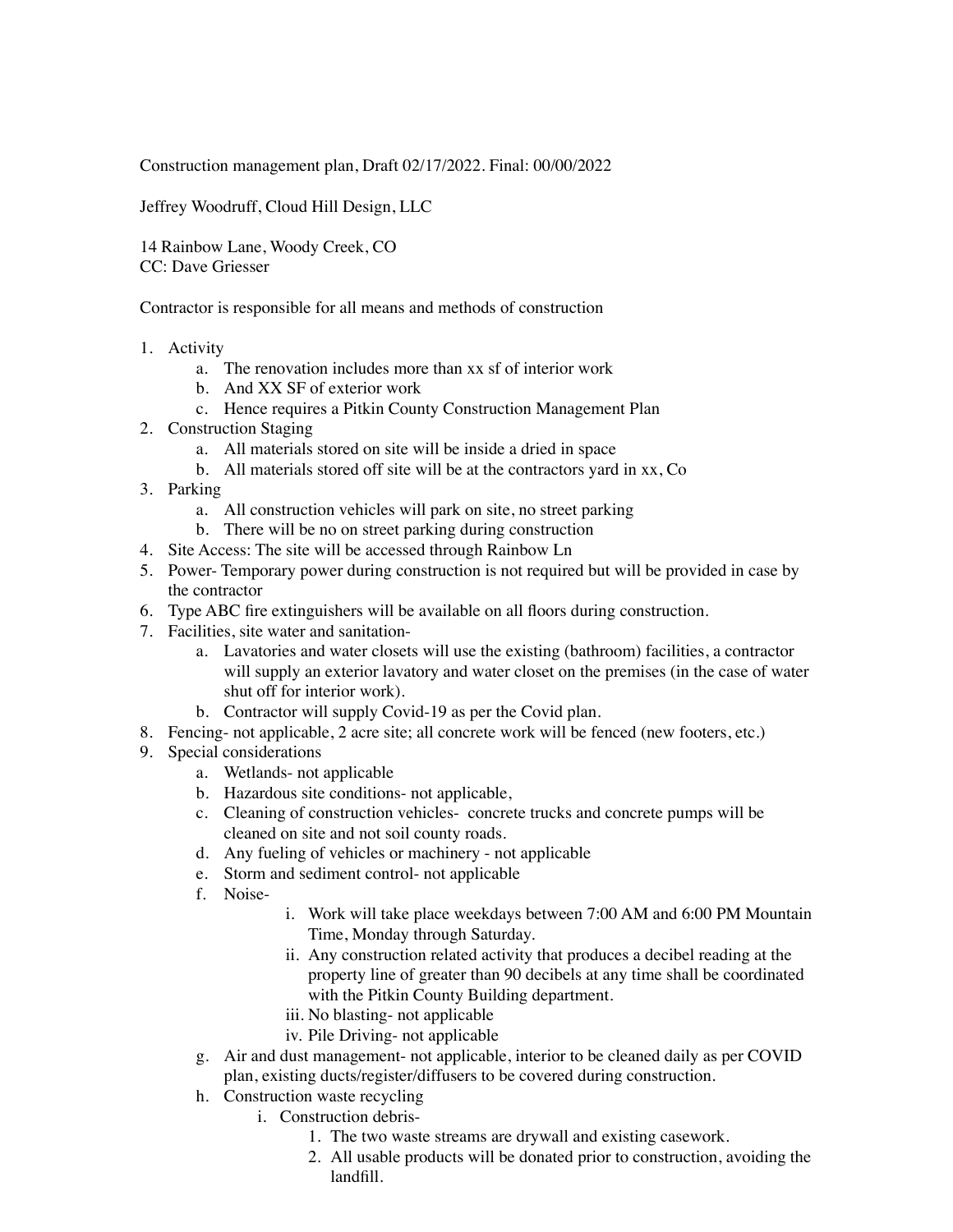Construction management plan, Draft 02/17/2022. Final: 00/00/2022

Jeffrey Woodruff, Cloud Hill Design, LLC

14 Rainbow Lane, Woody Creek, CO
CC: Dave Griesser

Contractor is responsible for all means and methods of construction

1. Activity
   a. The renovation includes more than xx sf of interior work
   b. And XX SF of exterior work
   c. Hence requires a Pitkin County Construction Management Plan
2. Construction Staging
   a. All materials stored on site will be inside a dried in space
   b. All materials stored off site will be at the contractors yard in xx, Co
3. Parking
   a. All construction vehicles will park on site, no street parking
   b. There will be no on street parking during construction
4. Site Access: The site will be accessed through Rainbow Ln
5. Power- Temporary power during construction is not required but will be provided in case by the contractor
6. Type ABC fire extinguishers will be available on all floors during construction.
7. Facilities, site water and sanitation-
   a. Lavatories and water closets will use the existing (bathroom) facilities, a contractor will supply an exterior lavatory and water closet on the premises (in the case of water shut off for interior work).
   b. Contractor will supply Covid-19 as per the Covid plan.
8. Fencing- not applicable, 2 acre site; all concrete work will be fenced (new footers, etc.)
9. Special considerations
   a. Wetlands- not applicable
   b. Hazardous site conditions- not applicable,
   c. Cleaning of construction vehicles- concrete trucks and concrete pumps will be cleaned on site and not soil county roads.
   d. Any fueling of vehicles or machinery - not applicable
   e. Storm and sediment control- not applicable
   f. Noise-
      i. Work will take place weekdays between 7:00 AM and 6:00 PM Mountain Time, Monday through Saturday.
      ii. Any construction related activity that produces a decibel reading at the property line of greater than 90 decibels at any time shall be coordinated with the Pitkin County Building department.
      iii. No blasting- not applicable
      iv. Pile Driving- not applicable
   g. Air and dust management- not applicable, interior to be cleaned daily as per COVID plan, existing ducts/register/diffusers to be covered during construction.
   h. Construction waste recycling
      i. Construction debris-
         1. The two waste streams are drywall and existing casework.
         2. All usable products will be donated prior to construction, avoiding the landfill.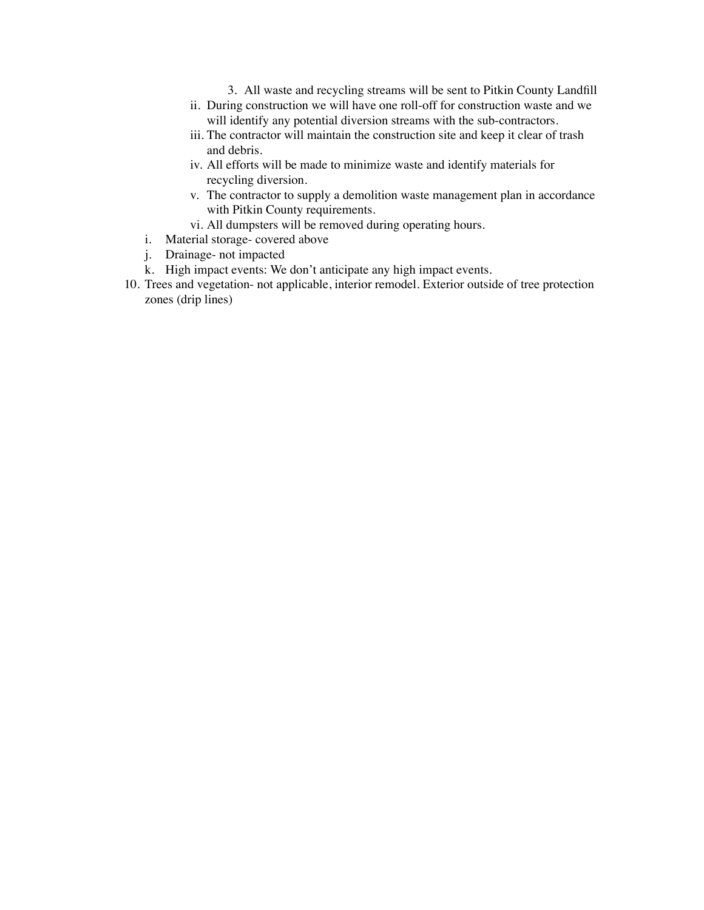3. All waste and recycling streams will be sent to Pitkin County Landfill

    ii. During construction we will have one roll-off for construction waste and we will identify any potential diversion streams with the sub-contractors.
    iii. The contractor will maintain the construction site and keep it clear of trash and debris.
    iv. All efforts will be made to minimize waste and identify materials for recycling diversion.
    v. The contractor to supply a demolition waste management plan in accordance with Pitkin County requirements.
    vi. All dumpsters will be removed during operating hours.

  i. Material storage- covered above
  j. Drainage- not impacted
  k. High impact events: We don't anticipate any high impact events.

10. Trees and vegetation- not applicable, interior remodel. Exterior outside of tree protection zones (drip lines)